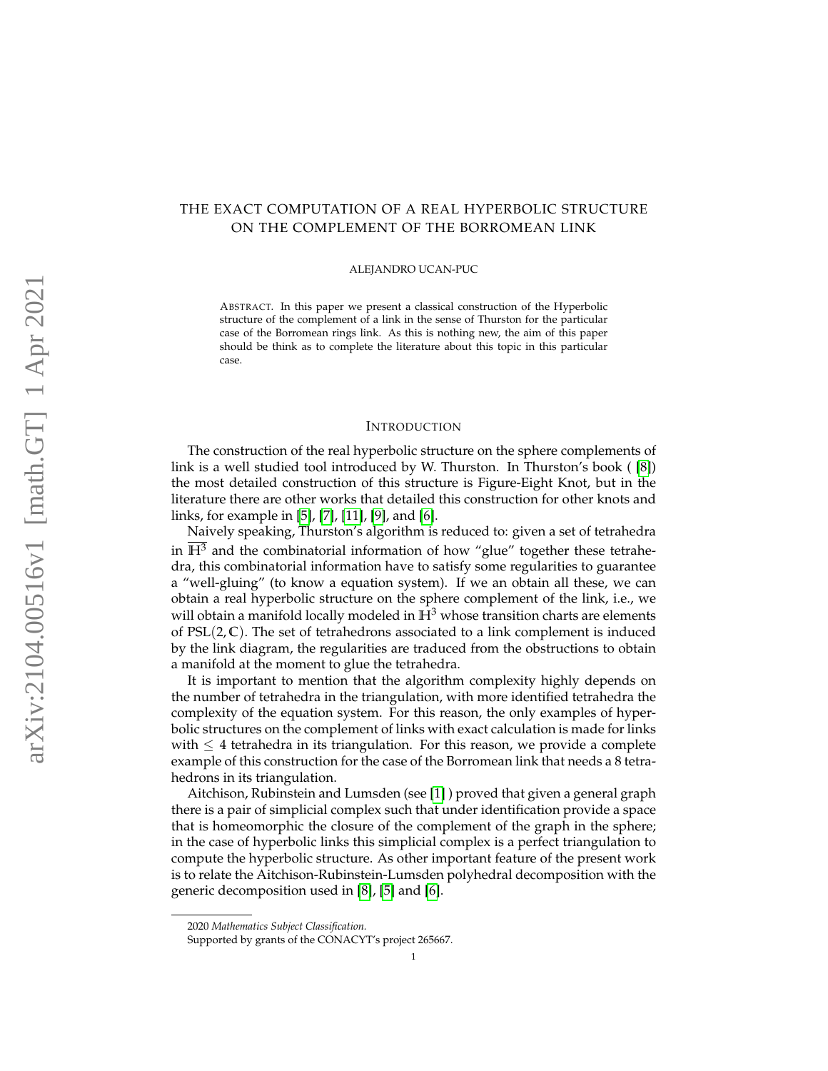# THE EXACT COMPUTATION OF A REAL HYPERBOLIC STRUCTURE ON THE COMPLEMENT OF THE BORROMEAN LINK

ALEJANDRO UCAN-PUC

ABSTRACT. In this paper we present a classical construction of the Hyperbolic structure of the complement of a link in the sense of Thurston for the particular case of the Borromean rings link. As this is nothing new, the aim of this paper should be think as to complete the literature about this topic in this particular case.

## INTRODUCTION

The construction of the real hyperbolic structure on the sphere complements of link is a well studied tool introduced by W. Thurston. In Thurston's book ( [8]) the most detailed construction of this structure is Figure-Eight Knot, but in the literature there are other works that detailed this construction for other knots and links, for example in [5], [7], [11], [9], and [6].

Naively speaking, Thurston's algorithm is reduced to: given a set of tetrahedra in $\overline{\mathbb{H}^3}$ and the combinatorial information of how "glue" together these tetrahedra, this combinatorial information have to satisfy some regularities to guarantee a "well-gluing" (to know a equation system). If we an obtain all these, we can obtain a real hyperbolic structure on the sphere complement of the link, i.e., we will obtain a manifold locally modeled in $\mathbb{H}^3$ whose transition charts are elements of $\mathrm{PSL}(2, \mathbb{C})$. The set of tetrahedrons associated to a link complement is induced by the link diagram, the regularities are traduced from the obstructions to obtain a manifold at the moment to glue the tetrahedra.

It is important to mention that the algorithm complexity highly depends on the number of tetrahedra in the triangulation, with more identified tetrahedra the complexity of the equation system. For this reason, the only examples of hyperbolic structures on the complement of links with exact calculation is made for links with $\leq 4$ tetrahedra in its triangulation. For this reason, we provide a complete example of this construction for the case of the Borromean link that needs a 8 tetrahedrons in its triangulation.

Aitchison, Rubinstein and Lumsden (see [1] ) proved that given a general graph there is a pair of simplicial complex such that under identification provide a space that is homeomorphic the closure of the complement of the graph in the sphere; in the case of hyperbolic links this simplicial complex is a perfect triangulation to compute the hyperbolic structure. As other important feature of the present work is to relate the Aitchison-Rubinstein-Lumsden polyhedral decomposition with the generic decomposition used in [8], [5] and [6].

---

2020 *Mathematics Subject Classification.*

Supported by grants of the CONACYT's project 265667.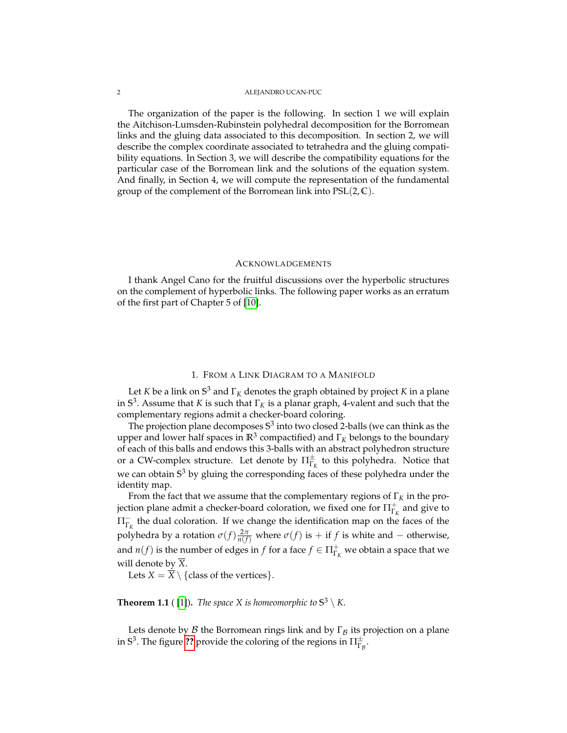The organization of the paper is the following. In section 1 we will explain the Aitchison-Lumsden-Rubinstein polyhedral decomposition for the Borromean links and the gluing data associated to this decomposition. In section 2, we will describe the complex coordinate associated to tetrahedra and the gluing compatibility equations. In Section 3, we will describe the compatibility equations for the particular case of the Borromean link and the solutions of the equation system. And finally, in Section 4, we will compute the representation of the fundamental group of the complement of the Borromean link into $\mathrm{PSL}(2,\mathbb{C})$.

## ACKNOWLEDGEMENTS

I thank Angel Cano for the fruitful discussions over the hyperbolic structures on the complement of hyperbolic links. The following paper works as an erratum of the first part of Chapter 5 of [10].

## 1. FROM A LINK DIAGRAM TO A MANIFOLD

Let $K$ be a link on $\mathbb{S}^3$ and $\Gamma_K$ denotes the graph obtained by project $K$ in a plane in $\mathbb{S}^3$. Assume that $K$ is such that $\Gamma_K$ is a planar graph, 4-valent and such that the complementary regions admit a checker-board coloring.

The projection plane decomposes $\mathbb{S}^3$ into two closed 2-balls (we can think as the upper and lower half spaces in $\mathbb{R}^3$ compactified) and $\Gamma_K$ belongs to the boundary of each of this balls and endows this 3-balls with an abstract polyhedron structure or a CW-complex structure. Let denote by $\Pi^{\pm}_{\Gamma_K}$ to this polyhedra. Notice that we can obtain $\mathbb{S}^3$ by gluing the corresponding faces of these polyhedra under the identity map.

From the fact that we assume that the complementary regions of $\Gamma_K$ in the projection plane admit a checker-board coloration, we fixed one for $\Pi^{+}_{\Gamma_K}$ and give to $\Pi^{-}_{\Gamma_K}$ the dual coloration. If we change the identification map on the faces of the polyhedra by a rotation $\sigma(f)\frac{2\pi}{n(f)}$ where $\sigma(f)$ is $+$ if $f$ is white and $-$ otherwise, and $n(f)$ is the number of edges in $f$ for a face $f \in \Pi^{+}_{\Gamma_K}$ we obtain a space that we will denote by $\overline{X}$.

Lets $X = \overline{X} \setminus \{\text{class of the vertices}\}$.

**Theorem 1.1** ( [1]). *The space $X$ is homeomorphic to $\mathbb{S}^3 \setminus K$.*

Lets denote by $\mathcal{B}$ the Borromean rings link and by $\Gamma_{\mathcal{B}}$ its projection on a plane in $\mathbb{S}^3$. The figure ?? provide the coloring of the regions in $\Pi^{\pm}_{\Gamma_{\mathcal{B}}}$.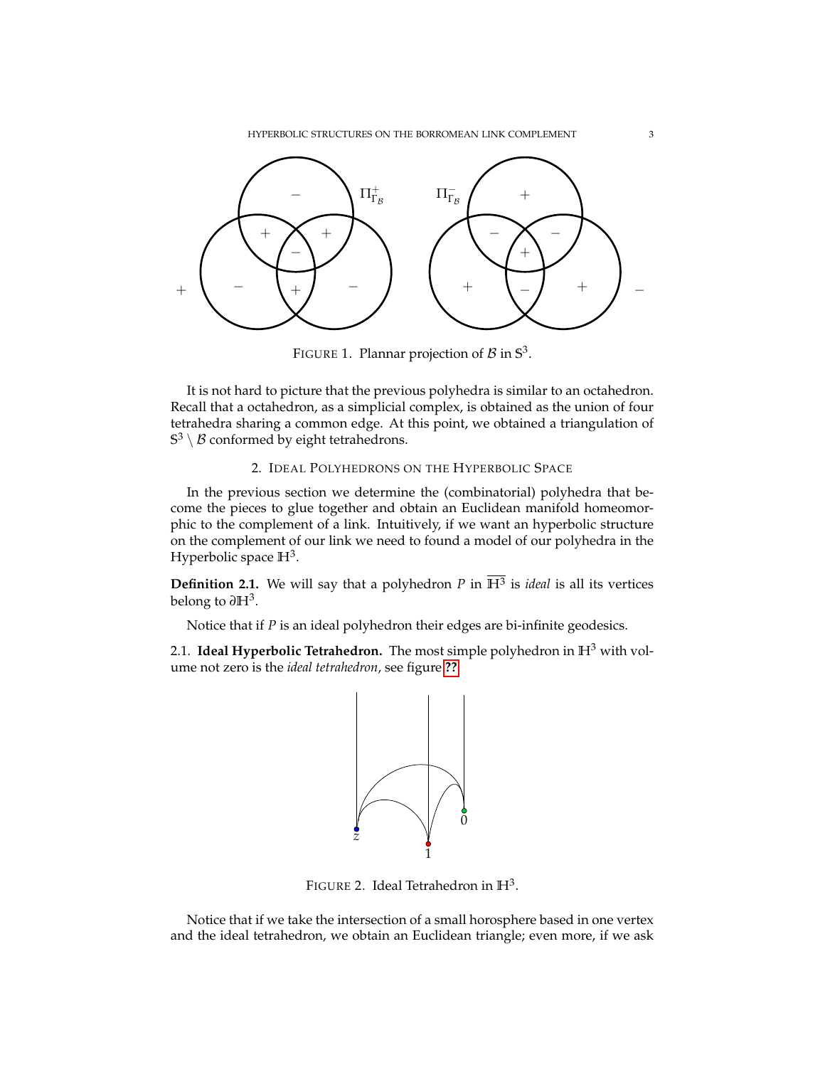FIGURE 1. Plannar projection of $\mathcal{B}$ in $\mathbb{S}^3$.

It is not hard to picture that the previous polyhedra is similar to an octahedron. Recall that a octahedron, as a simplicial complex, is obtained as the union of four tetrahedra sharing a common edge. At this point, we obtained a triangulation of $\mathbb{S}^3 \setminus \mathcal{B}$ conformed by eight tetrahedrons.

## 2. Ideal Polyhedrons on the Hyperbolic Space

In the previous section we determine the (combinatorial) polyhedra that become the pieces to glue together and obtain an Euclidean manifold homeomorphic to the complement of a link. Intuitively, if we want an hyperbolic structure on the complement of our link we need to found a model of our polyhedra in the Hyperbolic space $\mathbb{H}^3$.

**Definition 2.1.** We will say that a polyhedron $P$ in $\overline{\mathbb{H}^3}$ is *ideal* is all its vertices belong to $\partial\mathbb{H}^3$.

Notice that if $P$ is an ideal polyhedron their edges are bi-infinite geodesics.

### 2.1. Ideal Hyperbolic Tetrahedron.

The most simple polyhedron in $\mathbb{H}^3$ with volume not zero is the *ideal tetrahedron*, see figure ??

FIGURE 2. Ideal Tetrahedron in $\mathbb{H}^3$.

Notice that if we take the intersection of a small horosphere based in one vertex and the ideal tetrahedron, we obtain an Euclidean triangle; even more, if we ask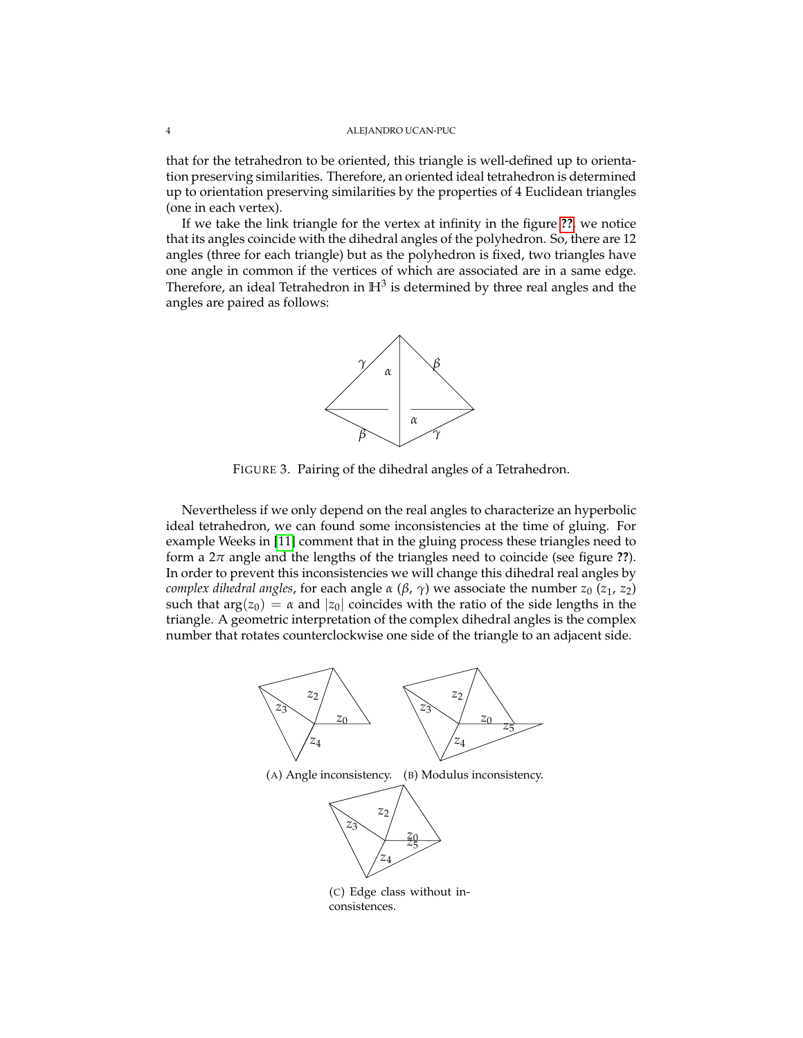that for the tetrahedron to be oriented, this triangle is well-defined up to orientation preserving similarities. Therefore, an oriented ideal tetrahedron is determined up to orientation preserving similarities by the properties of 4 Euclidean triangles (one in each vertex).

If we take the link triangle for the vertex at infinity in the figure **??**, we notice that its angles coincide with the dihedral angles of the polyhedron. So, there are 12 angles (three for each triangle) but as the polyhedron is fixed, two triangles have one angle in common if the vertices of which are associated are in a same edge. Therefore, an ideal Tetrahedron in $\mathbb{H}^3$ is determined by three real angles and the angles are paired as follows:

FIGURE 3. Pairing of the dihedral angles of a Tetrahedron.

Nevertheless if we only depend on the real angles to characterize an hyperbolic ideal tetrahedron, we can found some inconsistencies at the time of gluing. For example Weeks in [11] comment that in the gluing process these triangles need to form a $2\pi$ angle and the lengths of the triangles need to coincide (see figure **??**). In order to prevent this inconsistencies we will change this dihedral real angles by *complex dihedral angles*, for each angle $\alpha$ ($\beta$, $\gamma$) we associate the number $z_0$ ($z_1$, $z_2$) such that $\arg(z_0) = \alpha$ and $|z_0|$ coincides with the ratio of the side lengths in the triangle. A geometric interpretation of the complex dihedral angles is the complex number that rotates counterclockwise one side of the triangle to an adjacent side.

(A) Angle inconsistency. (B) Modulus inconsistency.

(C) Edge class without inconsistences.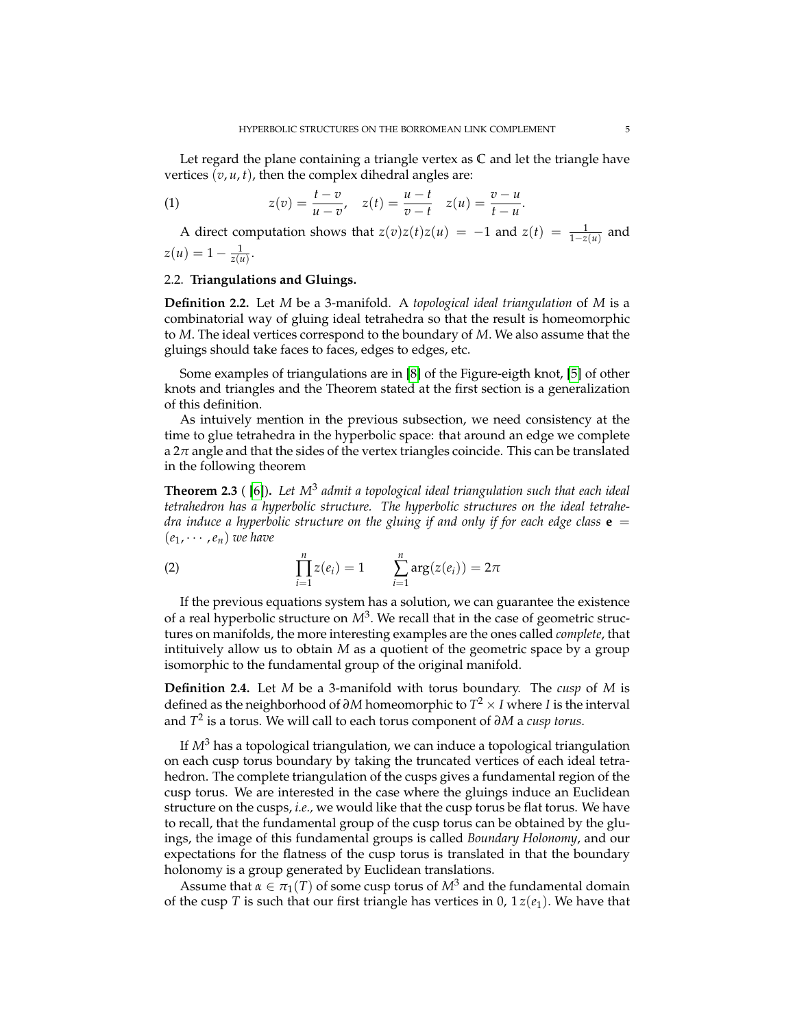Let regard the plane containing a triangle vertex as $\mathbb{C}$ and let the triangle have vertices $(v, u, t)$, then the complex dihedral angles are:

$$z(v) = \frac{t-v}{u-v}, \quad z(t) = \frac{u-t}{v-t} \quad z(u) = \frac{v-u}{t-u}. \tag{1}$$

A direct computation shows that $z(v)z(t)z(u) = -1$ and $z(t) = \frac{1}{1-z(u)}$ and $z(u) = 1 - \frac{1}{z(u)}$.

### 2.2. **Triangulations and Gluings.**

**Definition 2.2.** Let $M$ be a 3-manifold. A *topological ideal triangulation* of $M$ is a combinatorial way of gluing ideal tetrahedra so that the result is homeomorphic to $M$. The ideal vertices correspond to the boundary of $M$. We also assume that the gluings should take faces to faces, edges to edges, etc.

Some examples of triangulations are in [8] of the Figure-eigth knot, [5] of other knots and triangles and the Theorem stated at the first section is a generalization of this definition.

As intuively mention in the previous subsection, we need consistency at the time to glue tetrahedra in the hyperbolic space: that around an edge we complete a $2\pi$ angle and that the sides of the vertex triangles coincide. This can be translated in the following theorem

**Theorem 2.3** ( [6]). *Let $M^3$ admit a topological ideal triangulation such that each ideal tetrahedron has a hyperbolic structure. The hyperbolic structures on the ideal tetrahedra induce a hyperbolic structure on the gluing if and only if for each edge class $\mathbf{e} = (e_1, \cdots, e_n)$ we have*

$$\prod_{i=1}^{n} z(e_i) = 1 \qquad \sum_{i=1}^{n} \arg(z(e_i)) = 2\pi \tag{2}$$

If the previous equations system has a solution, we can guarantee the existence of a real hyperbolic structure on $M^3$. We recall that in the case of geometric structures on manifolds, the more interesting examples are the ones called *complete*, that intituively allow us to obtain $M$ as a quotient of the geometric space by a group isomorphic to the fundamental group of the original manifold.

**Definition 2.4.** Let $M$ be a 3-manifold with torus boundary. The *cusp* of $M$ is defined as the neighborhood of $\partial M$ homeomorphic to $T^2 \times I$ where $I$ is the interval and $T^2$ is a torus. We will call to each torus component of $\partial M$ a *cusp torus*.

If $M^3$ has a topological triangulation, we can induce a topological triangulation on each cusp torus boundary by taking the truncated vertices of each ideal tetrahedron. The complete triangulation of the cusps gives a fundamental region of the cusp torus. We are interested in the case where the gluings induce an Euclidean structure on the cusps, *i.e.,* we would like that the cusp torus be flat torus. We have to recall, that the fundamental group of the cusp torus can be obtained by the gluings, the image of this fundamental groups is called *Boundary Holonomy*, and our expectations for the flatness of the cusp torus is translated in that the boundary holonomy is a group generated by Euclidean translations.

Assume that $\alpha \in \pi_1(T)$ of some cusp torus of $M^3$ and the fundamental domain of the cusp $T$ is such that our first triangle has vertices in $0,\ 1\, z(e_1)$. We have that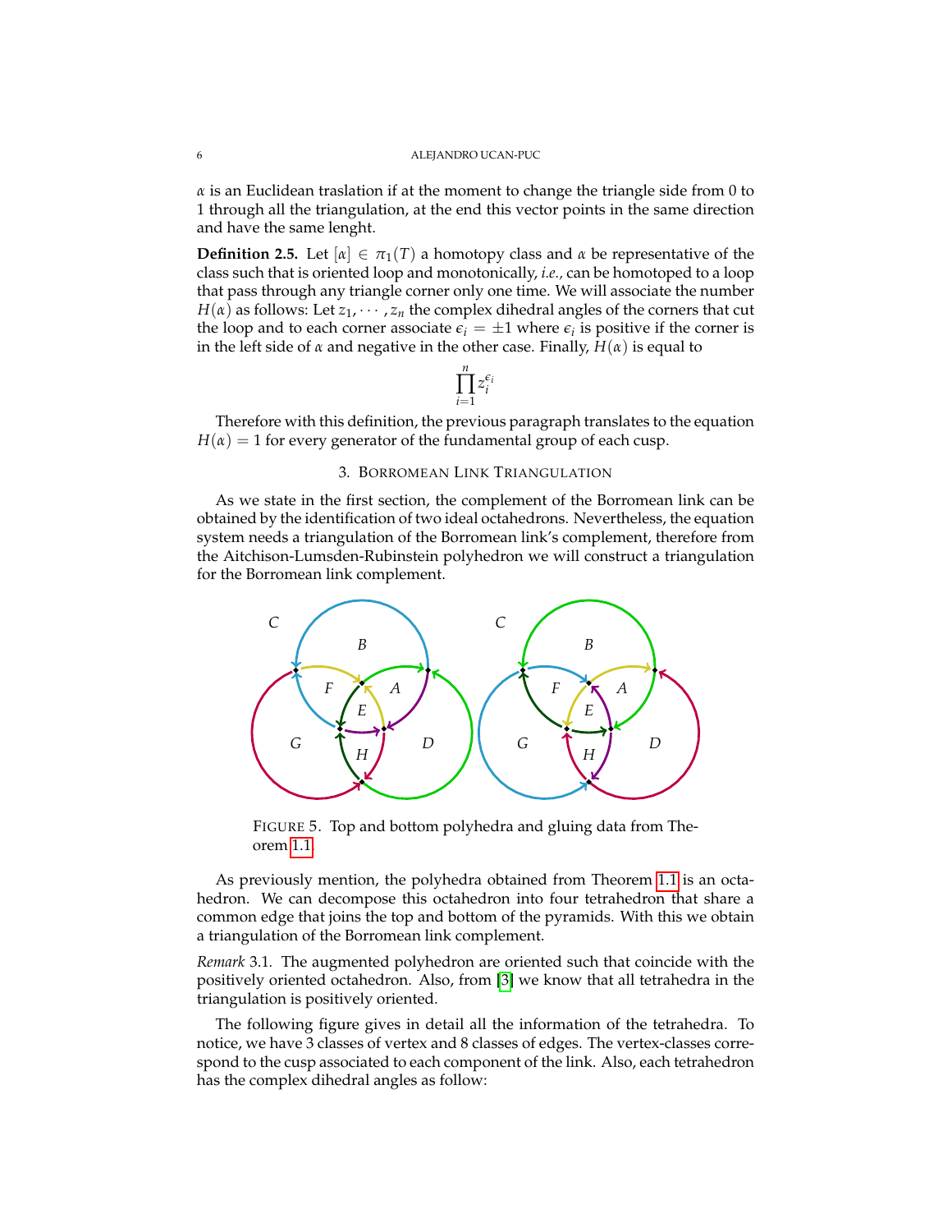$\alpha$ is an Euclidean traslation if at the moment to change the triangle side from 0 to 1 through all the triangulation, at the end this vector points in the same direction and have the same lenght.

**Definition 2.5.** Let $[\alpha] \in \pi_1(T)$ a homotopy class and $\alpha$ be representative of the class such that is oriented loop and monotonically, *i.e.*, can be homotoped to a loop that pass through any triangle corner only one time. We will associate the number $H(\alpha)$ as follows: Let $z_1, \cdots, z_n$ the complex dihedral angles of the corners that cut the loop and to each corner associate $\epsilon_i = \pm 1$ where $\epsilon_i$ is positive if the corner is in the left side of $\alpha$ and negative in the other case. Finally, $H(\alpha)$ is equal to

$$\prod_{i=1}^{n} z_i^{\epsilon_i}$$

Therefore with this definition, the previous paragraph translates to the equation $H(\alpha) = 1$ for every generator of the fundamental group of each cusp.

## 3. Borromean Link Triangulation

As we state in the first section, the complement of the Borromean link can be obtained by the identification of two ideal octahedrons. Nevertheless, the equation system needs a triangulation of the Borromean link's complement, therefore from the Aitchison-Lumsden-Rubinstein polyhedron we will construct a triangulation for the Borromean link complement.

FIGURE 5. Top and bottom polyhedra and gluing data from Theorem 1.1.

As previously mention, the polyhedra obtained from Theorem 1.1 is an octahedron. We can decompose this octahedron into four tetrahedron that share a common edge that joins the top and bottom of the pyramids. With this we obtain a triangulation of the Borromean link complement.

*Remark* 3.1. The augmented polyhedron are oriented such that coincide with the positively oriented octahedron. Also, from [3] we know that all tetrahedra in the triangulation is positively oriented.

The following figure gives in detail all the information of the tetrahedra. To notice, we have 3 classes of vertex and 8 classes of edges. The vertex-classes correspond to the cusp associated to each component of the link. Also, each tetrahedron has the complex dihedral angles as follow: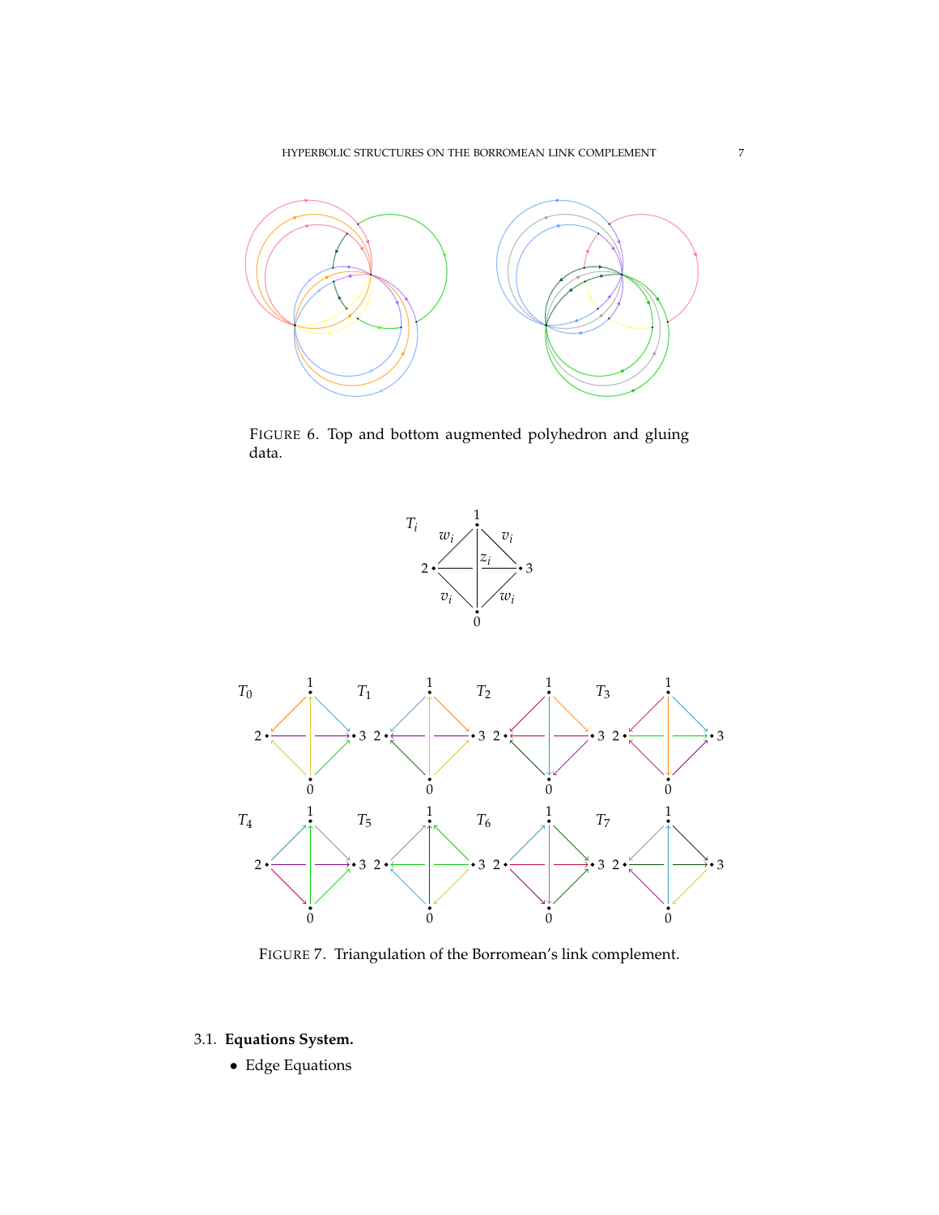FIGURE 6. Top and bottom augmented polyhedron and gluing data.

FIGURE 7. Triangulation of the Borromean's link complement.

### 3.1. **Equations System.**

- Edge Equations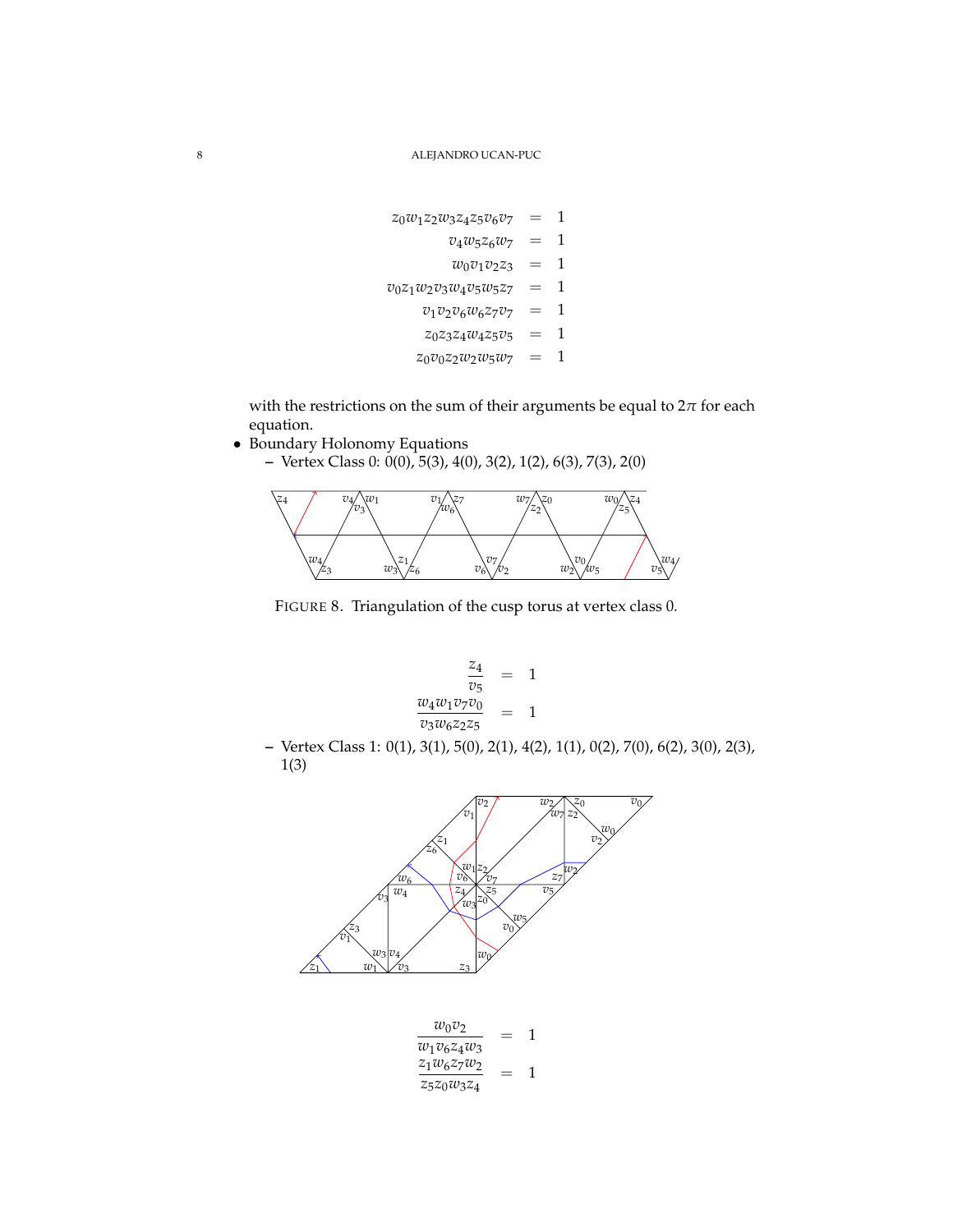$$
\begin{aligned}
z_0 w_1 z_2 w_3 z_4 z_5 v_6 v_7 &= 1 \\
v_4 w_5 z_6 w_7 &= 1 \\
w_0 v_1 v_2 z_3 &= 1 \\
v_0 z_1 w_2 v_3 w_4 v_5 w_5 z_7 &= 1 \\
v_1 v_2 v_6 w_6 z_7 v_7 &= 1 \\
z_0 z_3 z_4 w_4 z_5 v_5 &= 1 \\
z_0 v_0 z_2 w_2 w_5 w_7 &= 1
\end{aligned}
$$

with the restrictions on the sum of their arguments be equal to $2\pi$ for each equation.

- Boundary Holonomy Equations
  - Vertex Class 0: 0(0), 5(3), 4(0), 3(2), 1(2), 6(3), 7(3), 2(0)

FIGURE 8. Triangulation of the cusp torus at vertex class 0.

$$
\begin{aligned}
\frac{z_4}{v_5} &= 1 \\
\frac{w_4 w_1 v_7 v_0}{v_3 w_6 z_2 z_5} &= 1
\end{aligned}
$$

  - Vertex Class 1: 0(1), 3(1), 5(0), 2(1), 4(2), 1(1), 0(2), 7(0), 6(2), 3(0), 2(3), 1(3)

$$
\begin{aligned}
\frac{w_0 v_2}{w_1 v_6 z_4 w_3} &= 1 \\
\frac{z_1 w_6 z_7 w_2}{z_5 z_0 w_3 z_4} &= 1
\end{aligned}
$$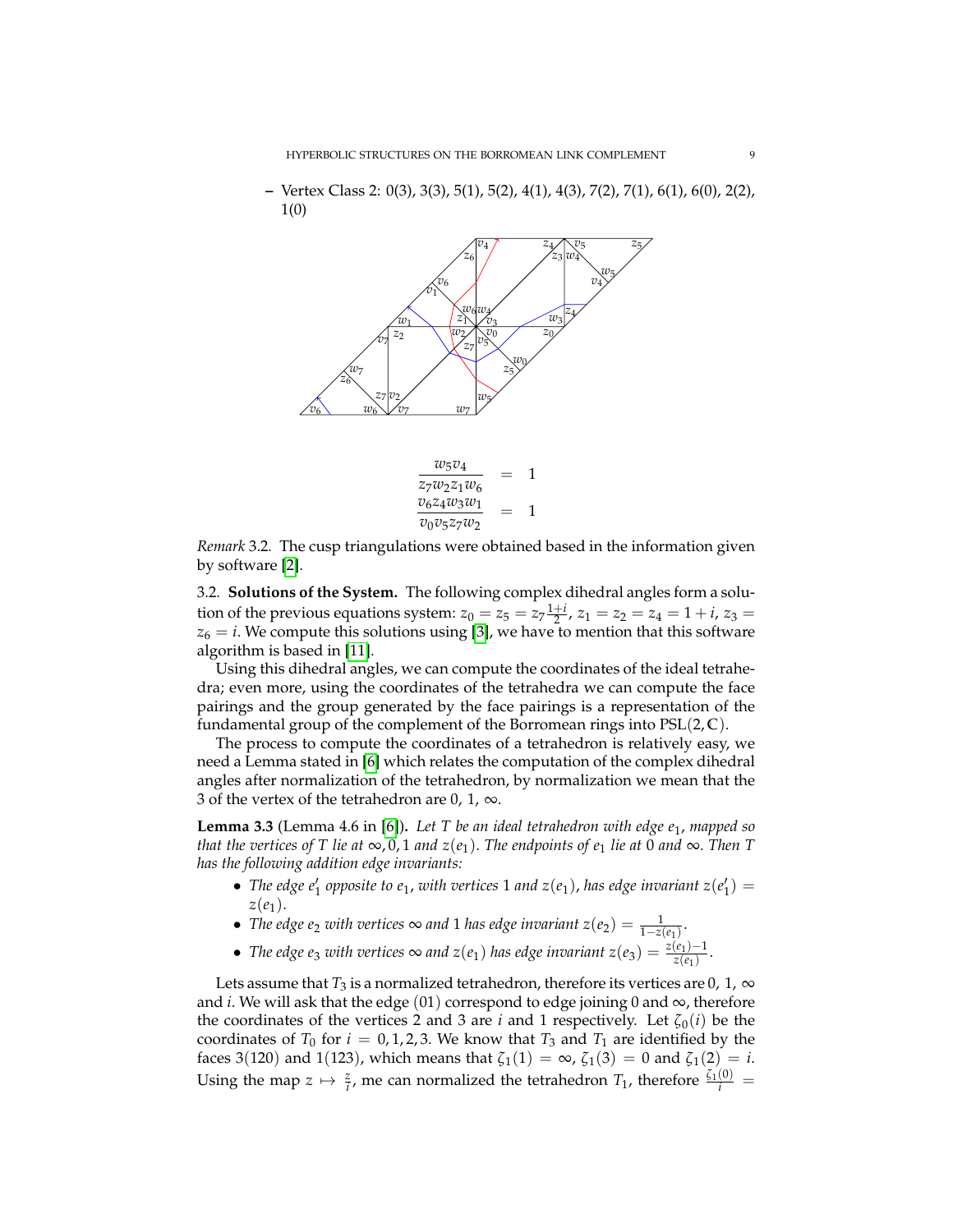– Vertex Class 2: 0(3), 3(3), 5(1), 5(2), 4(1), 4(3), 7(2), 7(1), 6(1), 6(0), 2(2), 1(0)

$$
\begin{aligned}
\frac{w_5 v_4}{z_7 w_2 z_1 w_6} &= 1 \\
\frac{v_6 z_4 w_3 w_1}{v_0 v_5 z_7 w_2} &= 1
\end{aligned}
$$

*Remark* 3.2. The cusp triangulations were obtained based in the information given by software [2].

3.2. **Solutions of the System.** The following complex dihedral angles form a solution of the previous equations system: $z_0 = z_5 = z_7 \frac{1+i}{2}$, $z_1 = z_2 = z_4 = 1+i$, $z_3 = z_6 = i$. We compute this solutions using [3], we have to mention that this software algorithm is based in [11].

Using this dihedral angles, we can compute the coordinates of the ideal tetrahedra; even more, using the coordinates of the tetrahedra we can compute the face pairings and the group generated by the face pairings is a representation of the fundamental group of the complement of the Borromean rings into $\mathrm{PSL}(2,\mathbb{C})$.

The process to compute the coordinates of a tetrahedron is relatively easy, we need a Lemma stated in [6] which relates the computation of the complex dihedral angles after normalization of the tetrahedron, by normalization we mean that the 3 of the vertex of the tetrahedron are $0$, $1$, $\infty$.

**Lemma 3.3** (Lemma 4.6 in [6])**.** *Let $T$ be an ideal tetrahedron with edge $e_1$, mapped so that the vertices of $T$ lie at $\infty, 0, 1$ and $z(e_1)$. The endpoints of $e_1$ lie at $0$ and $\infty$. Then $T$ has the following addition edge invariants:*

- *The edge $e_1'$ opposite to $e_1$, with vertices $1$ and $z(e_1)$, has edge invariant $z(e_1') = z(e_1)$.*
- *The edge $e_2$ with vertices $\infty$ and $1$ has edge invariant $z(e_2) = \frac{1}{1-z(e_1)}$.*
- *The edge $e_3$ with vertices $\infty$ and $z(e_1)$ has edge invariant $z(e_3) = \frac{z(e_1)-1}{z(e_1)}$.*

Lets assume that $T_3$ is a normalized tetrahedron, therefore its vertices are $0$, $1$, $\infty$ and $i$. We will ask that the edge $(01)$ correspond to edge joining $0$ and $\infty$, therefore the coordinates of the vertices 2 and 3 are $i$ and 1 respectively. Let $\zeta_0(i)$ be the coordinates of $T_0$ for $i = 0, 1, 2, 3$. We know that $T_3$ and $T_1$ are identified by the faces 3(120) and 1(123), which means that $\zeta_1(1) = \infty$, $\zeta_1(3) = 0$ and $\zeta_1(2) = i$. Using the map $z \mapsto \frac{z}{i}$, me can normalized the tetrahedron $T_1$, therefore $\frac{\zeta_1(0)}{i} =$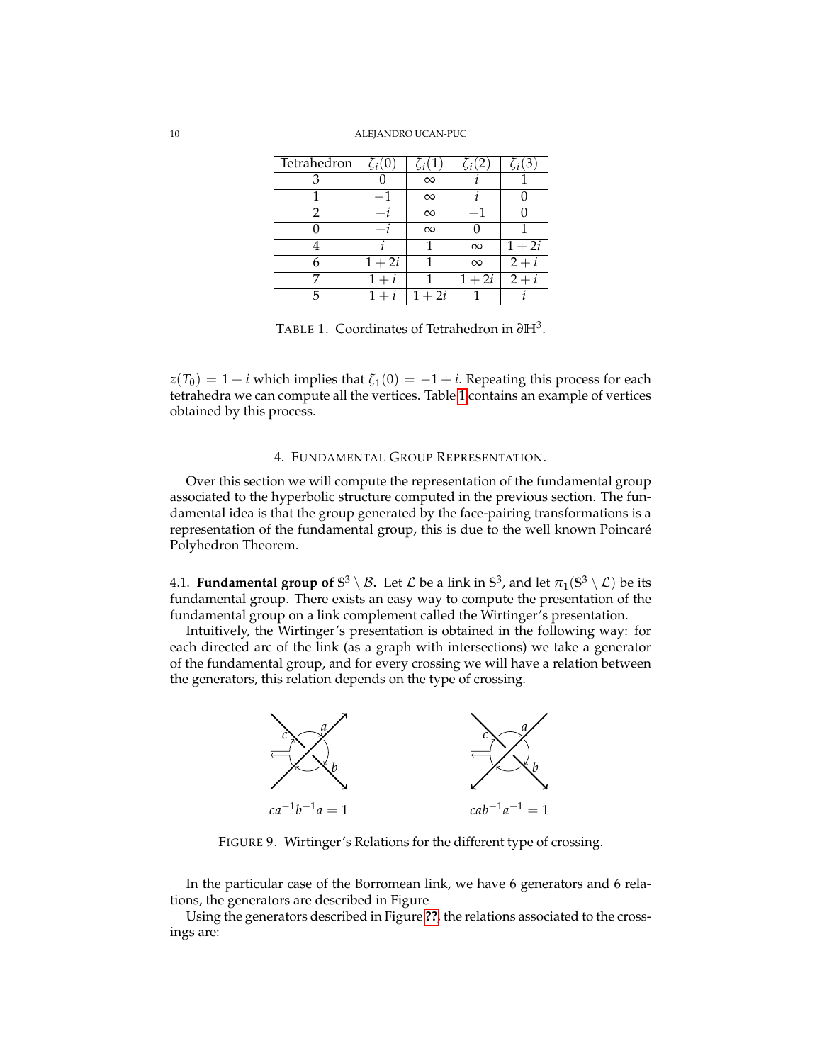| Tetrahedron | $\zeta_i(0)$ | $\zeta_i(1)$ | $\zeta_i(2)$ | $\zeta_i(3)$ |
|---|---|---|---|---|
| 3 | $0$ | $\infty$ | $i$ | $1$ |
| 1 | $-1$ | $\infty$ | $i$ | $0$ |
| 2 | $-i$ | $\infty$ | $-1$ | $0$ |
| 0 | $-i$ | $\infty$ | $0$ | $1$ |
| 4 | $i$ | $1$ | $\infty$ | $1+2i$ |
| 6 | $1+2i$ | $1$ | $\infty$ | $2+i$ |
| 7 | $1+i$ | $1$ | $1+2i$ | $2+i$ |
| 5 | $1+i$ | $1+2i$ | $1$ | $i$ |

TABLE 1. Coordinates of Tetrahedron in $\partial\mathbb{H}^3$.

$z(T_0) = 1+i$ which implies that $\zeta_1(0) = -1+i$. Repeating this process for each tetrahedra we can compute all the vertices. Table 1 contains an example of vertices obtained by this process.

## 4. Fundamental Group Representation.

Over this section we will compute the representation of the fundamental group associated to the hyperbolic structure computed in the previous section. The fundamental idea is that the group generated by the face-pairing transformations is a representation of the fundamental group, this is due to the well known Poincaré Polyhedron Theorem.

4.1. **Fundamental group of $\mathbb{S}^3 \setminus \mathcal{B}$.** Let $\mathcal{L}$ be a link in $\mathbb{S}^3$, and let $\pi_1(\mathbb{S}^3 \setminus \mathcal{L})$ be its fundamental group. There exists an easy way to compute the presentation of the fundamental group on a link complement called the Wirtinger's presentation.

Intuitively, the Wirtinger's presentation is obtained in the following way: for each directed arc of the link (as a graph with intersections) we take a generator of the fundamental group, and for every crossing we will have a relation between the generators, this relation depends on the type of crossing.

$ca^{-1}b^{-1}a = 1$ $\qquad$ $cab^{-1}a^{-1} = 1$

FIGURE 9. Wirtinger's Relations for the different type of crossing.

In the particular case of the Borromean link, we have 6 generators and 6 relations, the generators are described in Figure

Using the generators described in Figure ??, the relations associated to the crossings are: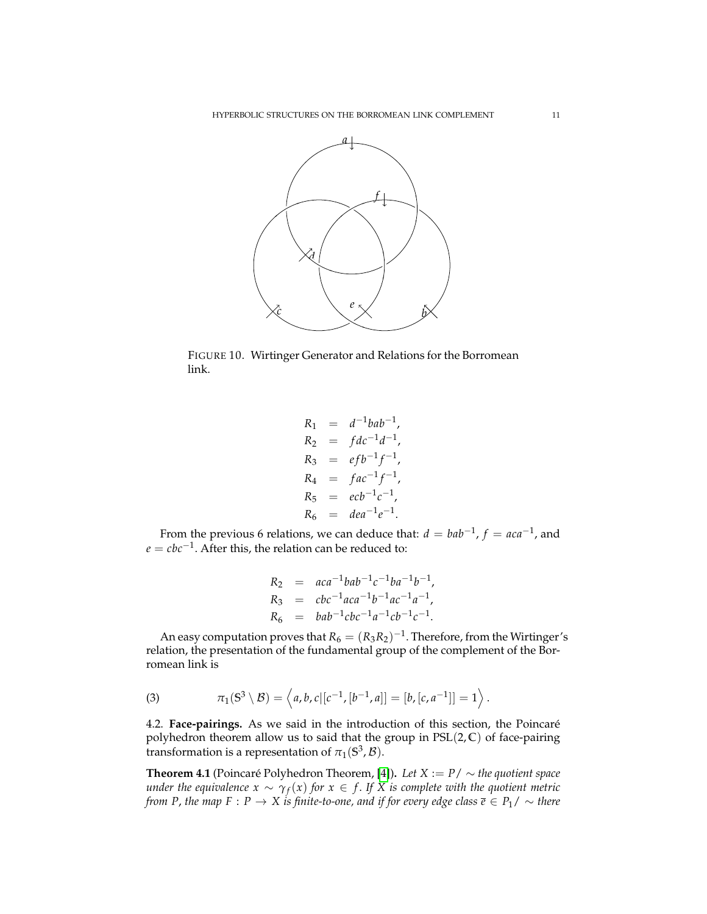FIGURE 10. Wirtinger Generator and Relations for the Borromean link.

$$
\begin{aligned}
R_1 &= d^{-1}bab^{-1},\\
R_2 &= fdc^{-1}d^{-1},\\
R_3 &= efb^{-1}f^{-1},\\
R_4 &= fac^{-1}f^{-1},\\
R_5 &= ecb^{-1}c^{-1},\\
R_6 &= dea^{-1}e^{-1}.
\end{aligned}
$$

From the previous 6 relations, we can deduce that: $d = bab^{-1}$, $f = aca^{-1}$, and $e = cbc^{-1}$. After this, the relation can be reduced to:

$$
\begin{aligned}
R_2 &= aca^{-1}bab^{-1}c^{-1}ba^{-1}b^{-1},\\
R_3 &= cbc^{-1}aca^{-1}b^{-1}ac^{-1}a^{-1},\\
R_6 &= bab^{-1}cbc^{-1}a^{-1}cb^{-1}c^{-1}.
\end{aligned}
$$

An easy computation proves that $R_6 = (R_3R_2)^{-1}$. Therefore, from the Wirtinger's relation, the presentation of the fundamental group of the complement of the Borromean link is

$$
\pi_1(\mathbb{S}^3 \setminus \mathcal{B}) = \left\langle a, b, c | [c^{-1}, [b^{-1}, a]] = [b, [c, a^{-1}]] = 1 \right\rangle . \tag{3}
$$

## 4.2. Face-pairings.

As we said in the introduction of this section, the Poincaré polyhedron theorem allow us to said that the group in $\mathrm{PSL}(2, \mathbb{C})$ of face-pairing transformation is a representation of $\pi_1(\mathbb{S}^3, \mathcal{B})$.

**Theorem 4.1** (Poincaré Polyhedron Theorem, [4]). *Let $X := P/\sim$ the quotient space under the equivalence $x \sim \gamma_f(x)$ for $x \in f$. If $X$ is complete with the quotient metric from $P$, the map $F : P \to X$ is finite-to-one, and if for every edge class $\overline{e} \in P_1/\sim$ there*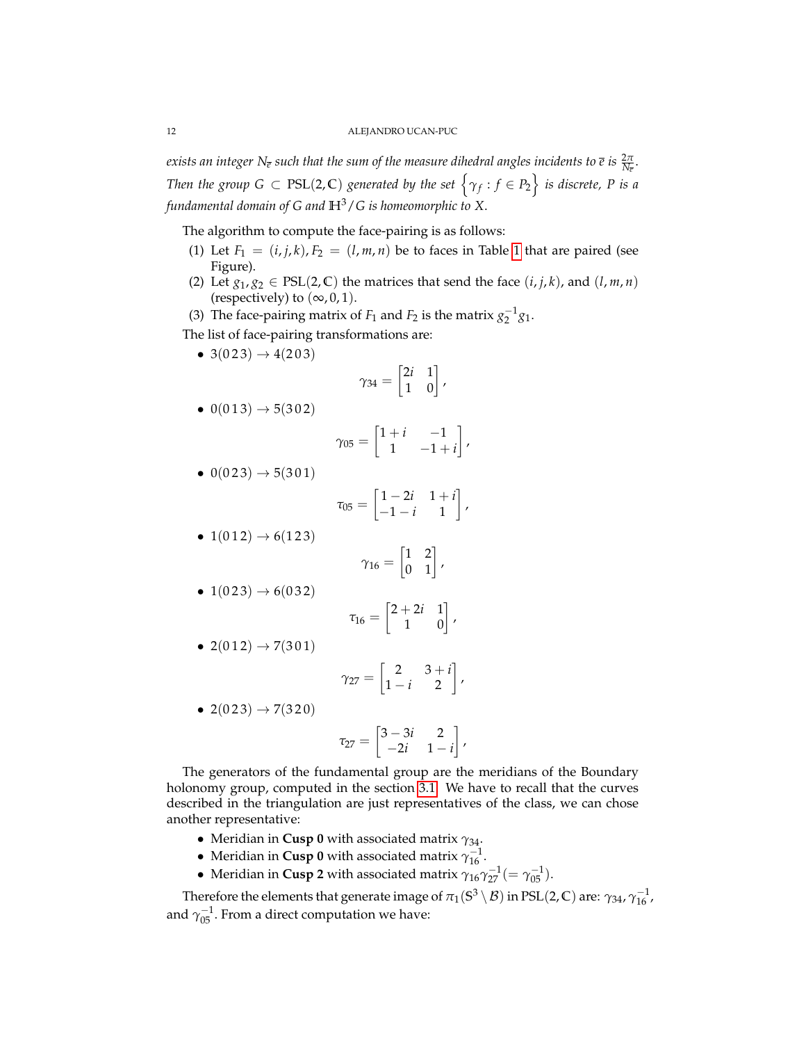*exists an integer $N_{\overline{e}}$ such that the sum of the measure dihedral angles incidents to $\overline{e}$ is $\frac{2\pi}{N_{\overline{e}}}$. Then the group $G \subset \mathrm{PSL}(2,\mathbb{C})$ generated by the set $\left\{\gamma_f : f \in P_2\right\}$ is discrete, $P$ is a fundamental domain of $G$ and $\mathbb{H}^3/G$ is homeomorphic to $X$.*

The algorithm to compute the face-pairing is as follows:

1. Let $F_1 = (i,j,k), F_2 = (l,m,n)$ be to faces in Table 1 that are paired (see Figure).
2. Let $g_1, g_2 \in \mathrm{PSL}(2,\mathbb{C})$ the matrices that send the face $(i,j,k)$, and $(l,m,n)$ (respectively) to $(\infty, 0, 1)$.
3. The face-pairing matrix of $F_1$ and $F_2$ is the matrix $g_2^{-1}g_1$.

The list of face-pairing transformations are:

- $3(0\,2\,3) \to 4(2\,0\,3)$
$$\gamma_{34} = \begin{bmatrix} 2i & 1 \\ 1 & 0 \end{bmatrix},$$
- $0(0\,1\,3) \to 5(3\,0\,2)$
$$\gamma_{05} = \begin{bmatrix} 1+i & -1 \\ 1 & -1+i \end{bmatrix},$$
- $0(0\,2\,3) \to 5(3\,0\,1)$
$$\tau_{05} = \begin{bmatrix} 1-2i & 1+i \\ -1-i & 1 \end{bmatrix},$$
- $1(0\,1\,2) \to 6(1\,2\,3)$
$$\gamma_{16} = \begin{bmatrix} 1 & 2 \\ 0 & 1 \end{bmatrix},$$
- $1(0\,2\,3) \to 6(0\,3\,2)$
$$\tau_{16} = \begin{bmatrix} 2+2i & 1 \\ 1 & 0 \end{bmatrix},$$
- $2(0\,1\,2) \to 7(3\,0\,1)$
$$\gamma_{27} = \begin{bmatrix} 2 & 3+i \\ 1-i & 2 \end{bmatrix},$$
- $2(0\,2\,3) \to 7(3\,2\,0)$
$$\tau_{27} = \begin{bmatrix} 3-3i & 2 \\ -2i & 1-i \end{bmatrix},$$

The generators of the fundamental group are the meridians of the Boundary holonomy group, computed in the section 3.1. We have to recall that the curves described in the triangulation are just representatives of the class, we can chose another representative:

- Meridian in **Cusp 0** with associated matrix $\gamma_{34}$.
- Meridian in **Cusp 0** with associated matrix $\gamma_{16}^{-1}$.
- Meridian in **Cusp 2** with associated matrix $\gamma_{16}\gamma_{27}^{-1} (= \gamma_{05}^{-1})$.

Therefore the elements that generate image of $\pi_1(\mathbb{S}^3 \setminus \mathcal{B})$ in $\mathrm{PSL}(2,\mathbb{C})$ are: $\gamma_{34}$, $\gamma_{16}^{-1}$, and $\gamma_{05}^{-1}$. From a direct computation we have: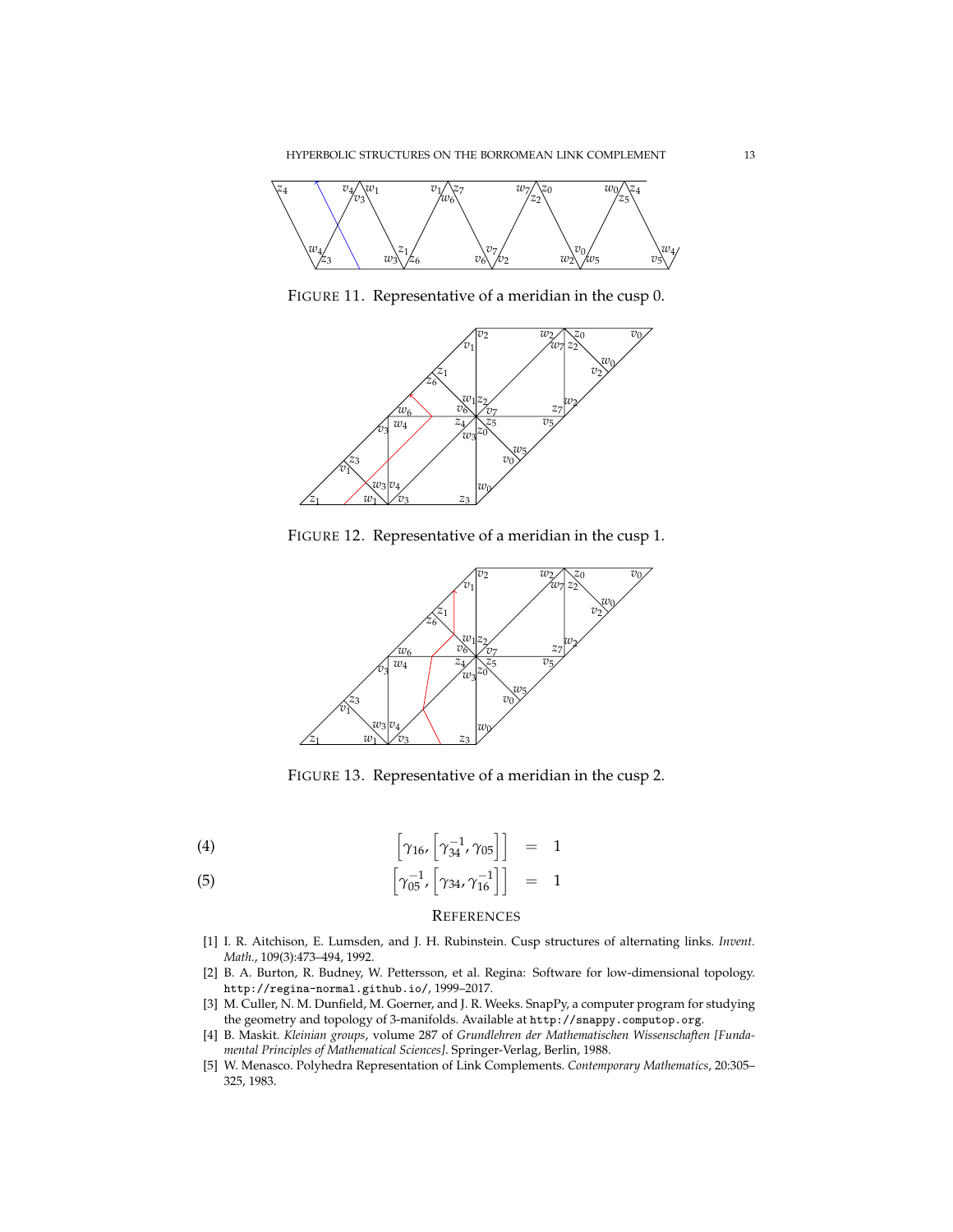FIGURE 11. Representative of a meridian in the cusp 0.

FIGURE 12. Representative of a meridian in the cusp 1.

FIGURE 13. Representative of a meridian in the cusp 2.

$$
\left[\gamma_{16}, \left[\gamma_{34}^{-1}, \gamma_{05}\right]\right] = 1 \tag{4}
$$

$$
\left[\gamma_{05}^{-1}, \left[\gamma_{34}, \gamma_{16}^{-1}\right]\right] = 1 \tag{5}
$$

## REFERENCES

[1] I. R. Aitchison, E. Lumsden, and J. H. Rubinstein. Cusp structures of alternating links. *Invent. Math.*, 109(3):473–494, 1992.

[2] B. A. Burton, R. Budney, W. Pettersson, et al. Regina: Software for low-dimensional topology. http://regina-normal.github.io/, 1999–2017.

[3] M. Culler, N. M. Dunfield, M. Goerner, and J. R. Weeks. SnapPy, a computer program for studying the geometry and topology of 3-manifolds. Available at http://snappy.computop.org.

[4] B. Maskit. *Kleinian groups*, volume 287 of *Grundlehren der Mathematischen Wissenschaften [Fundamental Principles of Mathematical Sciences]*. Springer-Verlag, Berlin, 1988.

[5] W. Menasco. Polyhedra Representation of Link Complements. *Contemporary Mathematics*, 20:305–325, 1983.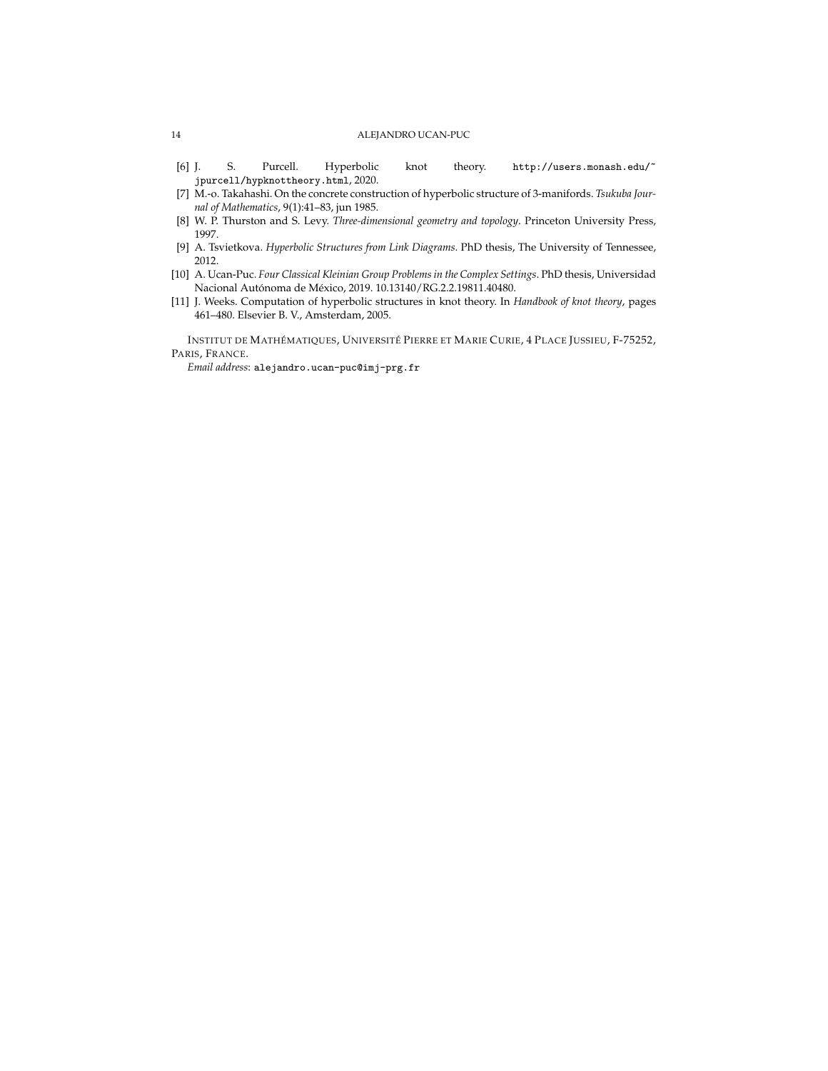[6] J. S. Purcell. Hyperbolic knot theory. http://users.monash.edu/~jpurcell/hypknottheory.html, 2020.

[7] M.-o. Takahashi. On the concrete construction of hyperbolic structure of 3-manifords. *Tsukuba Journal of Mathematics*, 9(1):41–83, jun 1985.

[8] W. P. Thurston and S. Levy. *Three-dimensional geometry and topology*. Princeton University Press, 1997.

[9] A. Tsvietkova. *Hyperbolic Structures from Link Diagrams*. PhD thesis, The University of Tennessee, 2012.

[10] A. Ucan-Puc. *Four Classical Kleinian Group Problems in the Complex Settings*. PhD thesis, Universidad Nacional Autónoma de México, 2019. 10.13140/RG.2.2.19811.40480.

[11] J. Weeks. Computation of hyperbolic structures in knot theory. In *Handbook of knot theory*, pages 461–480. Elsevier B. V., Amsterdam, 2005.

Institut de Mathématiques, Université Pierre et Marie Curie, 4 Place Jussieu, F-75252, Paris, France.

*Email address*: alejandro.ucan-puc@imj-prg.fr